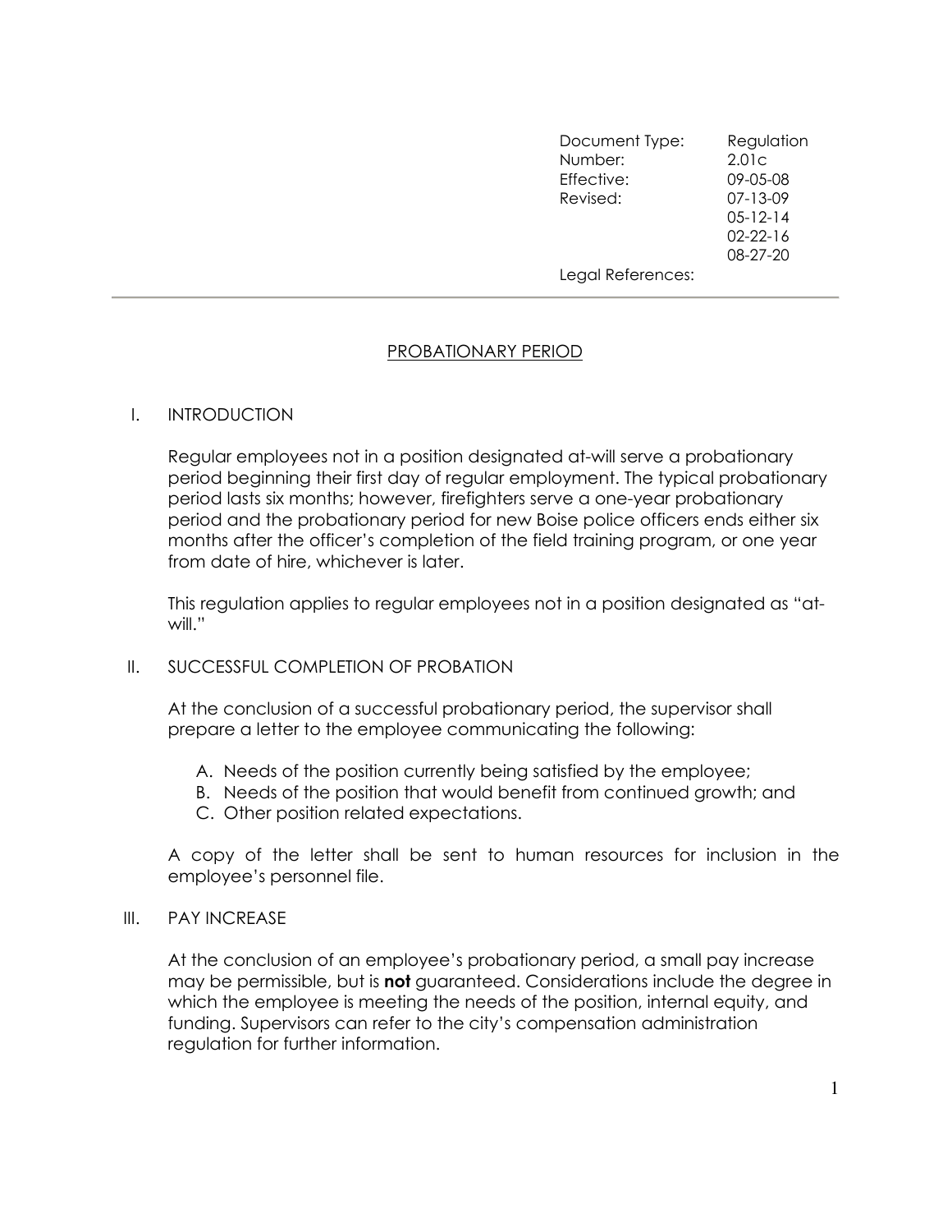| | |
|---|---|
| Document Type: | Regulation |
| Number: | 2.01c |
| Effective: | 09-05-08 |
| Revised: | 07-13-09 |
| | 05-12-14 |
| | 02-22-16 |
| | 08-27-20 |
| Legal References: | |

---

# PROBATIONARY PERIOD

## I. INTRODUCTION

Regular employees not in a position designated at-will serve a probationary period beginning their first day of regular employment. The typical probationary period lasts six months; however, firefighters serve a one-year probationary period and the probationary period for new Boise police officers ends either six months after the officer's completion of the field training program, or one year from date of hire, whichever is later.

This regulation applies to regular employees not in a position designated as "at-will."

## II. SUCCESSFUL COMPLETION OF PROBATION

At the conclusion of a successful probationary period, the supervisor shall prepare a letter to the employee communicating the following:

A. Needs of the position currently being satisfied by the employee;
B. Needs of the position that would benefit from continued growth; and
C. Other position related expectations.

A copy of the letter shall be sent to human resources for inclusion in the employee's personnel file.

## III. PAY INCREASE

At the conclusion of an employee's probationary period, a small pay increase may be permissible, but is **not** guaranteed. Considerations include the degree in which the employee is meeting the needs of the position, internal equity, and funding. Supervisors can refer to the city's compensation administration regulation for further information.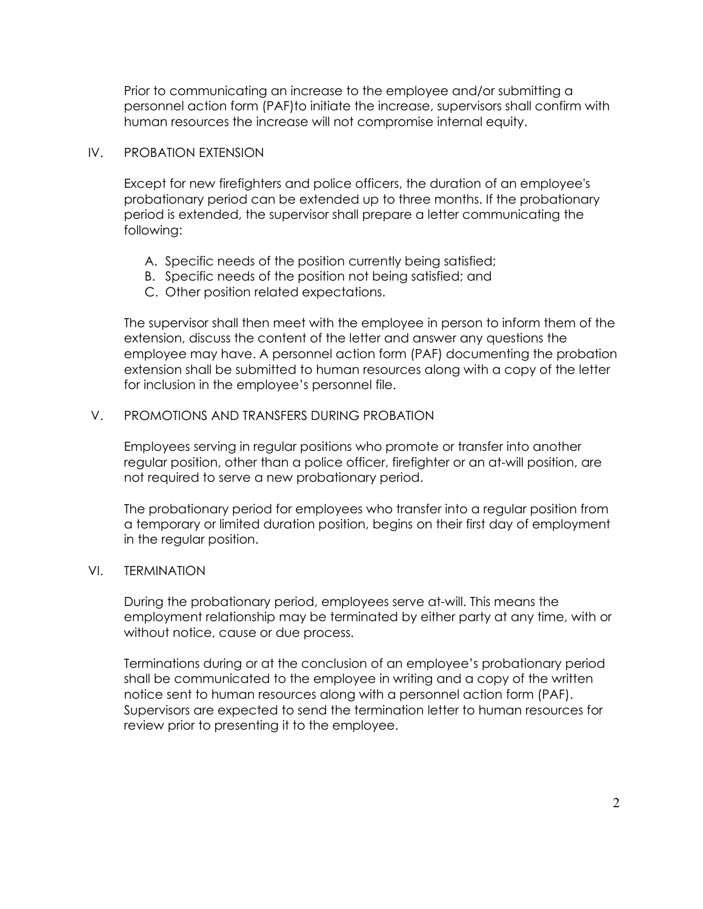Prior to communicating an increase to the employee and/or submitting a personnel action form (PAF)to initiate the increase, supervisors shall confirm with human resources the increase will not compromise internal equity.

## IV. PROBATION EXTENSION

Except for new firefighters and police officers, the duration of an employee's probationary period can be extended up to three months. If the probationary period is extended, the supervisor shall prepare a letter communicating the following:

A. Specific needs of the position currently being satisfied;
B. Specific needs of the position not being satisfied; and
C. Other position related expectations.

The supervisor shall then meet with the employee in person to inform them of the extension, discuss the content of the letter and answer any questions the employee may have. A personnel action form (PAF) documenting the probation extension shall be submitted to human resources along with a copy of the letter for inclusion in the employee's personnel file.

## V. PROMOTIONS AND TRANSFERS DURING PROBATION

Employees serving in regular positions who promote or transfer into another regular position, other than a police officer, firefighter or an at-will position, are not required to serve a new probationary period.

The probationary period for employees who transfer into a regular position from a temporary or limited duration position, begins on their first day of employment in the regular position.

## VI. TERMINATION

During the probationary period, employees serve at-will. This means the employment relationship may be terminated by either party at any time, with or without notice, cause or due process.

Terminations during or at the conclusion of an employee's probationary period shall be communicated to the employee in writing and a copy of the written notice sent to human resources along with a personnel action form (PAF). Supervisors are expected to send the termination letter to human resources for review prior to presenting it to the employee.